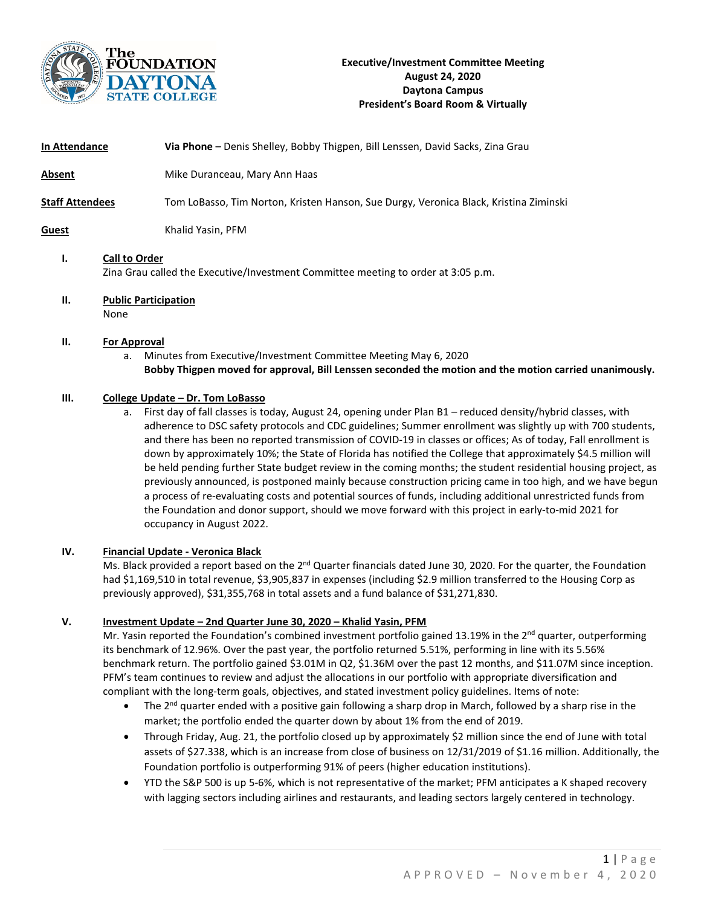**Executive/Investment Committee Meeting**
**August 24, 2020**
**Daytona Campus**
**President's Board Room & Virtually**

**In Attendance** — **Via Phone** – Denis Shelley, Bobby Thigpen, Bill Lenssen, David Sacks, Zina Grau

**Absent** — Mike Duranceau, Mary Ann Haas

**Staff Attendees** — Tom LoBasso, Tim Norton, Kristen Hanson, Sue Durgy, Veronica Black, Kristina Ziminski

**Guest** — Khalid Yasin, PFM

## I. Call to Order

Zina Grau called the Executive/Investment Committee meeting to order at 3:05 p.m.

## II. Public Participation

None

## II. For Approval

a. Minutes from Executive/Investment Committee Meeting May 6, 2020
**Bobby Thigpen moved for approval, Bill Lenssen seconded the motion and the motion carried unanimously.**

## III. College Update – Dr. Tom LoBasso

a. First day of fall classes is today, August 24, opening under Plan B1 – reduced density/hybrid classes, with adherence to DSC safety protocols and CDC guidelines; Summer enrollment was slightly up with 700 students, and there has been no reported transmission of COVID-19 in classes or offices; As of today, Fall enrollment is down by approximately 10%; the State of Florida has notified the College that approximately $4.5 million will be held pending further State budget review in the coming months; the student residential housing project, as previously announced, is postponed mainly because construction pricing came in too high, and we have begun a process of re-evaluating costs and potential sources of funds, including additional unrestricted funds from the Foundation and donor support, should we move forward with this project in early-to-mid 2021 for occupancy in August 2022.

## IV. Financial Update - Veronica Black

Ms. Black provided a report based on the 2nd Quarter financials dated June 30, 2020. For the quarter, the Foundation had $1,169,510 in total revenue, $3,905,837 in expenses (including $2.9 million transferred to the Housing Corp as previously approved), $31,355,768 in total assets and a fund balance of $31,271,830.

## V. Investment Update – 2nd Quarter June 30, 2020 – Khalid Yasin, PFM

Mr. Yasin reported the Foundation's combined investment portfolio gained 13.19% in the 2nd quarter, outperforming its benchmark of 12.96%. Over the past year, the portfolio returned 5.51%, performing in line with its 5.56% benchmark return. The portfolio gained $3.01M in Q2, $1.36M over the past 12 months, and $11.07M since inception. PFM's team continues to review and adjust the allocations in our portfolio with appropriate diversification and compliant with the long-term goals, objectives, and stated investment policy guidelines. Items of note:

- The 2nd quarter ended with a positive gain following a sharp drop in March, followed by a sharp rise in the market; the portfolio ended the quarter down by about 1% from the end of 2019.
- Through Friday, Aug. 21, the portfolio closed up by approximately $2 million since the end of June with total assets of $27.338, which is an increase from close of business on 12/31/2019 of $1.16 million. Additionally, the Foundation portfolio is outperforming 91% of peers (higher education institutions).
- YTD the S&P 500 is up 5-6%, which is not representative of the market; PFM anticipates a K shaped recovery with lagging sectors including airlines and restaurants, and leading sectors largely centered in technology.

APPROVED – November 4, 2020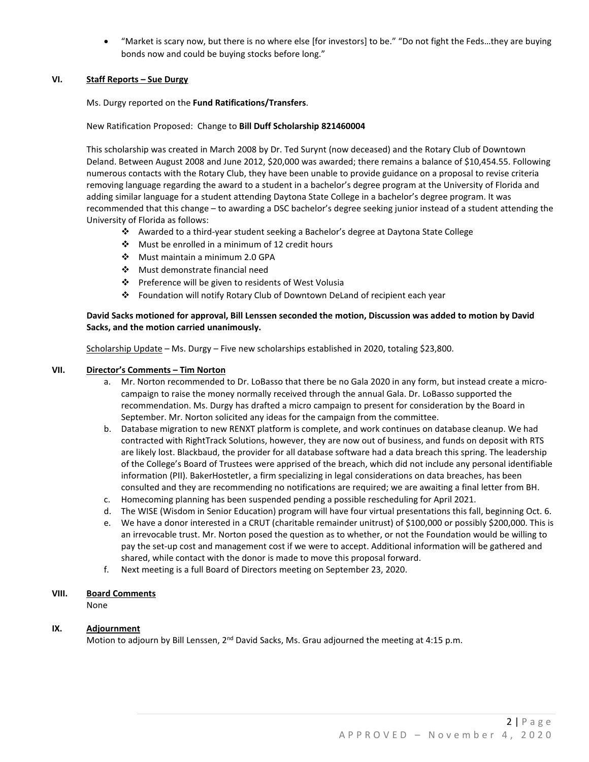- "Market is scary now, but there is no where else [for investors] to be." "Do not fight the Feds…they are buying bonds now and could be buying stocks before long."

## VI. Staff Reports – Sue Durgy

Ms. Durgy reported on the **Fund Ratifications/Transfers**.

New Ratification Proposed: Change to **Bill Duff Scholarship 821460004**

This scholarship was created in March 2008 by Dr. Ted Surynt (now deceased) and the Rotary Club of Downtown Deland. Between August 2008 and June 2012, $20,000 was awarded; there remains a balance of $10,454.55. Following numerous contacts with the Rotary Club, they have been unable to provide guidance on a proposal to revise criteria removing language regarding the award to a student in a bachelor's degree program at the University of Florida and adding similar language for a student attending Daytona State College in a bachelor's degree program. It was recommended that this change – to awarding a DSC bachelor's degree seeking junior instead of a student attending the University of Florida as follows:

- Awarded to a third-year student seeking a Bachelor's degree at Daytona State College
- Must be enrolled in a minimum of 12 credit hours
- Must maintain a minimum 2.0 GPA
- Must demonstrate financial need
- Preference will be given to residents of West Volusia
- Foundation will notify Rotary Club of Downtown DeLand of recipient each year

**David Sacks motioned for approval, Bill Lenssen seconded the motion, Discussion was added to motion by David Sacks, and the motion carried unanimously.**

Scholarship Update – Ms. Durgy – Five new scholarships established in 2020, totaling $23,800.

## VII. Director's Comments – Tim Norton

a. Mr. Norton recommended to Dr. LoBasso that there be no Gala 2020 in any form, but instead create a micro-campaign to raise the money normally received through the annual Gala. Dr. LoBasso supported the recommendation. Ms. Durgy has drafted a micro campaign to present for consideration by the Board in September. Mr. Norton solicited any ideas for the campaign from the committee.

b. Database migration to new RENXT platform is complete, and work continues on database cleanup. We had contracted with RightTrack Solutions, however, they are now out of business, and funds on deposit with RTS are likely lost. Blackbaud, the provider for all database software had a data breach this spring. The leadership of the College's Board of Trustees were apprised of the breach, which did not include any personal identifiable information (PII). BakerHostetler, a firm specializing in legal considerations on data breaches, has been consulted and they are recommending no notifications are required; we are awaiting a final letter from BH.

c. Homecoming planning has been suspended pending a possible rescheduling for April 2021.

d. The WISE (Wisdom in Senior Education) program will have four virtual presentations this fall, beginning Oct. 6.

e. We have a donor interested in a CRUT (charitable remainder unitrust) of $100,000 or possibly $200,000. This is an irrevocable trust. Mr. Norton posed the question as to whether, or not the Foundation would be willing to pay the set-up cost and management cost if we were to accept. Additional information will be gathered and shared, while contact with the donor is made to move this proposal forward.

f. Next meeting is a full Board of Directors meeting on September 23, 2020.

## VIII. Board Comments

None

## IX. Adjournment

Motion to adjourn by Bill Lenssen, 2nd David Sacks, Ms. Grau adjourned the meeting at 4:15 p.m.

APPROVED – November 4, 2020